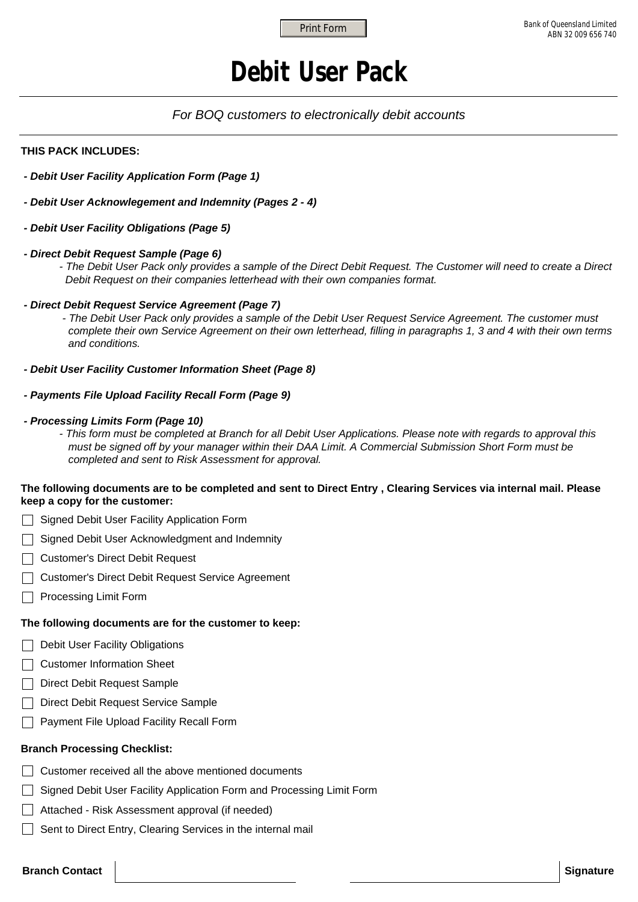Bank of Queensland Limited
ABN 32 009 656 740

# Debit User Pack

*For BOQ customers to electronically debit accounts*

**THIS PACK INCLUDES:**

- ***Debit User Facility Application Form (Page 1)***

- ***Debit User Acknowlegement and Indemnity (Pages 2 - 4)***

- ***Debit User Facility Obligations (Page 5)***

- ***Direct Debit Request Sample (Page 6)***
  - *The Debit User Pack only provides a sample of the Direct Debit Request. The Customer will need to create a Direct Debit Request on their companies letterhead with their own companies format.*

- ***Direct Debit Request Service Agreement (Page 7)***
  - *The Debit User Pack only provides a sample of the Debit User Request Service Agreement. The customer must complete their own Service Agreement on their own letterhead, filling in paragraphs 1, 3 and 4 with their own terms and conditions.*

- ***Debit User Facility Customer Information Sheet (Page 8)***

- ***Payments File Upload Facility Recall Form (Page 9)***

- ***Processing Limits Form (Page 10)***
  - *This form must be completed at Branch for all Debit User Applications. Please note with regards to approval this must be signed off by your manager within their DAA Limit. A Commercial Submission Short Form must be completed and sent to Risk Assessment for approval.*

**The following documents are to be completed and sent to Direct Entry , Clearing Services via internal mail. Please keep a copy for the customer:**

- ☐ Signed Debit User Facility Application Form
- ☐ Signed Debit User Acknowledgment and Indemnity
- ☐ Customer's Direct Debit Request
- ☐ Customer's Direct Debit Request Service Agreement
- ☐ Processing Limit Form

**The following documents are for the customer to keep:**

- ☐ Debit User Facility Obligations
- ☐ Customer Information Sheet
- ☐ Direct Debit Request Sample
- ☐ Direct Debit Request Service Sample
- ☐ Payment File Upload Facility Recall Form

**Branch Processing Checklist:**

- ☐ Customer received all the above mentioned documents
- ☐ Signed Debit User Facility Application Form and Processing Limit Form
- ☐ Attached - Risk Assessment approval (if needed)
- ☐ Sent to Direct Entry, Clearing Services in the internal mail

**Branch Contact** ______________________ ______________________ **Signature**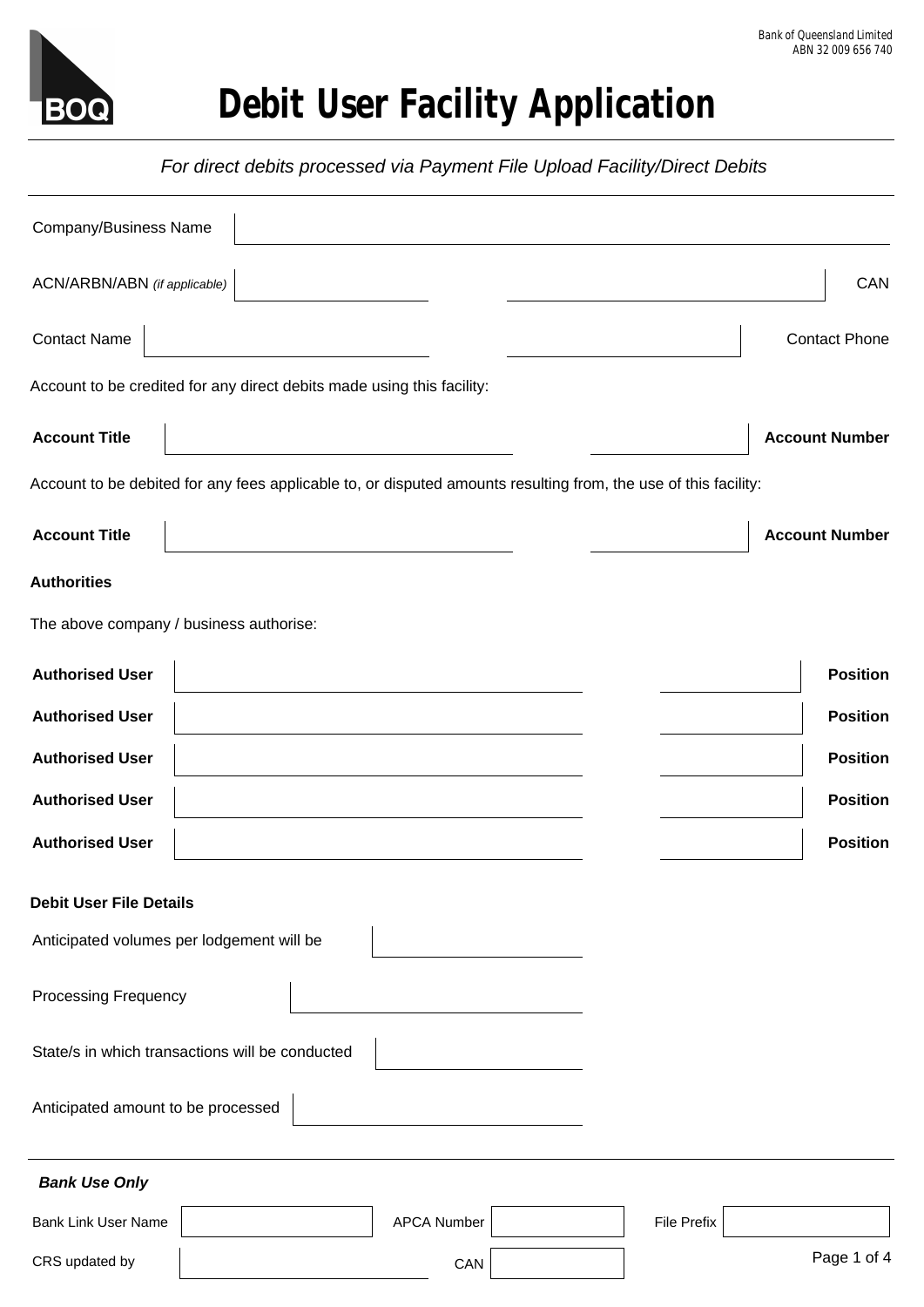Bank of Queensland Limited
ABN 32 009 656 740

# Debit User Facility Application

*For direct debits processed via Payment File Upload Facility/Direct Debits*

Company/Business Name

ACN/ARBN/ABN *(if applicable)*

CAN

Contact Name

Contact Phone

Account to be credited for any direct debits made using this facility:

**Account Title**

**Account Number**

Account to be debited for any fees applicable to, or disputed amounts resulting from, the use of this facility:

**Account Title**

**Account Number**

**Authorities**

The above company / business authorise:

| | | |
|---|---|---|
| **Authorised User** | | **Position** |
| **Authorised User** | | **Position** |
| **Authorised User** | | **Position** |
| **Authorised User** | | **Position** |
| **Authorised User** | | **Position** |

**Debit User File Details**

Anticipated volumes per lodgement will be

Processing Frequency

State/s in which transactions will be conducted

Anticipated amount to be processed

***Bank Use Only***

| | | | | | |
|---|---|---|---|---|---|
| Bank Link User Name | | APCA Number | | File Prefix | |
| CRS updated by | | CAN | | | |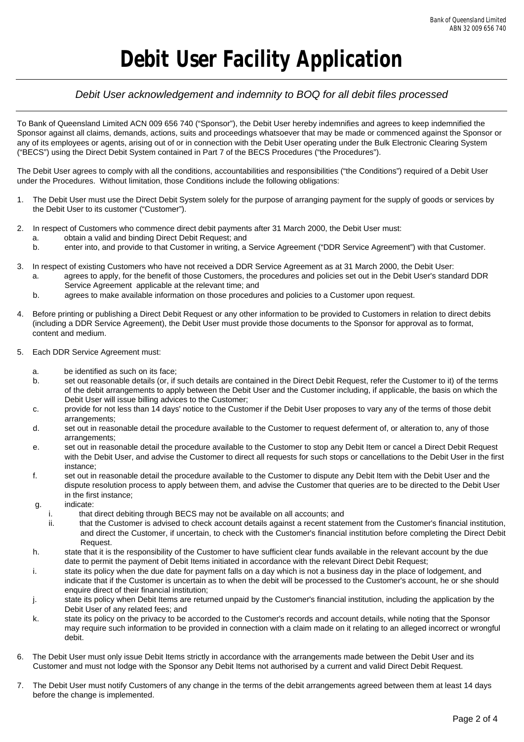# Debit User Facility Application

*Debit User acknowledgement and indemnity to BOQ for all debit files processed*

To Bank of Queensland Limited ACN 009 656 740 ("Sponsor"), the Debit User hereby indemnifies and agrees to keep indemnified the Sponsor against all claims, demands, actions, suits and proceedings whatsoever that may be made or commenced against the Sponsor or any of its employees or agents, arising out of or in connection with the Debit User operating under the Bulk Electronic Clearing System ("BECS") using the Direct Debit System contained in Part 7 of the BECS Procedures ("the Procedures").

The Debit User agrees to comply with all the conditions, accountabilities and responsibilities ("the Conditions") required of a Debit User under the Procedures. Without limitation, those Conditions include the following obligations:

1. The Debit User must use the Direct Debit System solely for the purpose of arranging payment for the supply of goods or services by the Debit User to its customer ("Customer").

2. In respect of Customers who commence direct debit payments after 31 March 2000, the Debit User must:
   a. obtain a valid and binding Direct Debit Request; and
   b. enter into, and provide to that Customer in writing, a Service Agreement ("DDR Service Agreement") with that Customer.

3. In respect of existing Customers who have not received a DDR Service Agreement as at 31 March 2000, the Debit User:
   a. agrees to apply, for the benefit of those Customers, the procedures and policies set out in the Debit User's standard DDR Service Agreement applicable at the relevant time; and
   b. agrees to make available information on those procedures and policies to a Customer upon request.

4. Before printing or publishing a Direct Debit Request or any other information to be provided to Customers in relation to direct debits (including a DDR Service Agreement), the Debit User must provide those documents to the Sponsor for approval as to format, content and medium.

5. Each DDR Service Agreement must:
   a. be identified as such on its face;
   b. set out reasonable details (or, if such details are contained in the Direct Debit Request, refer the Customer to it) of the terms of the debit arrangements to apply between the Debit User and the Customer including, if applicable, the basis on which the Debit User will issue billing advices to the Customer;
   c. provide for not less than 14 days' notice to the Customer if the Debit User proposes to vary any of the terms of those debit arrangements;
   d. set out in reasonable detail the procedure available to the Customer to request deferment of, or alteration to, any of those arrangements;
   e. set out in reasonable detail the procedure available to the Customer to stop any Debit Item or cancel a Direct Debit Request with the Debit User, and advise the Customer to direct all requests for such stops or cancellations to the Debit User in the first instance;
   f. set out in reasonable detail the procedure available to the Customer to dispute any Debit Item with the Debit User and the dispute resolution process to apply between them, and advise the Customer that queries are to be directed to the Debit User in the first instance;
   g. indicate:
      i. that direct debiting through BECS may not be available on all accounts; and
      ii. that the Customer is advised to check account details against a recent statement from the Customer's financial institution, and direct the Customer, if uncertain, to check with the Customer's financial institution before completing the Direct Debit Request.
   h. state that it is the responsibility of the Customer to have sufficient clear funds available in the relevant account by the due date to permit the payment of Debit Items initiated in accordance with the relevant Direct Debit Request;
   i. state its policy when the due date for payment falls on a day which is not a business day in the place of lodgement, and indicate that if the Customer is uncertain as to when the debit will be processed to the Customer's account, he or she should enquire direct of their financial institution;
   j. state its policy when Debit Items are returned unpaid by the Customer's financial institution, including the application by the Debit User of any related fees; and
   k. state its policy on the privacy to be accorded to the Customer's records and account details, while noting that the Sponsor may require such information to be provided in connection with a claim made on it relating to an alleged incorrect or wrongful debit.

6. The Debit User must only issue Debit Items strictly in accordance with the arrangements made between the Debit User and its Customer and must not lodge with the Sponsor any Debit Items not authorised by a current and valid Direct Debit Request.

7. The Debit User must notify Customers of any change in the terms of the debit arrangements agreed between them at least 14 days before the change is implemented.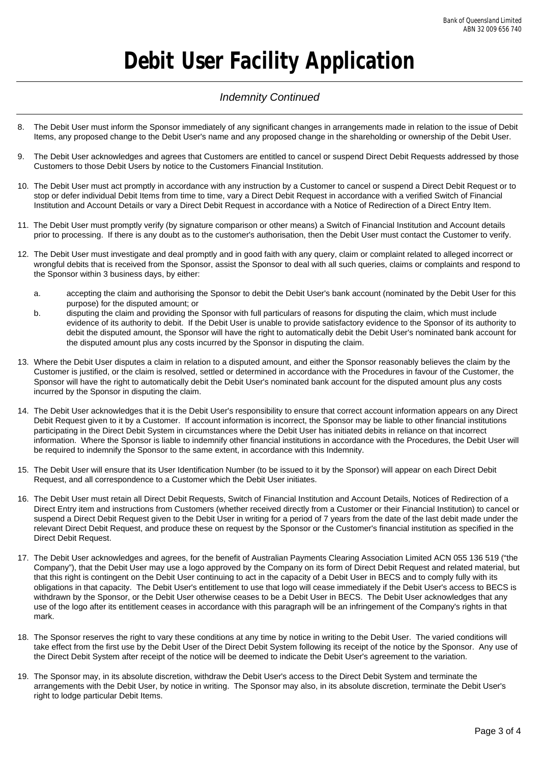# Debit User Facility Application

*Indemnity Continued*

8. The Debit User must inform the Sponsor immediately of any significant changes in arrangements made in relation to the issue of Debit Items, any proposed change to the Debit User's name and any proposed change in the shareholding or ownership of the Debit User.

9. The Debit User acknowledges and agrees that Customers are entitled to cancel or suspend Direct Debit Requests addressed by those Customers to those Debit Users by notice to the Customers Financial Institution.

10. The Debit User must act promptly in accordance with any instruction by a Customer to cancel or suspend a Direct Debit Request or to stop or defer individual Debit Items from time to time, vary a Direct Debit Request in accordance with a verified Switch of Financial Institution and Account Details or vary a Direct Debit Request in accordance with a Notice of Redirection of a Direct Entry Item.

11. The Debit User must promptly verify (by signature comparison or other means) a Switch of Financial Institution and Account details prior to processing. If there is any doubt as to the customer's authorisation, then the Debit User must contact the Customer to verify.

12. The Debit User must investigate and deal promptly and in good faith with any query, claim or complaint related to alleged incorrect or wrongful debits that is received from the Sponsor, assist the Sponsor to deal with all such queries, claims or complaints and respond to the Sponsor within 3 business days, by either:

    a. accepting the claim and authorising the Sponsor to debit the Debit User's bank account (nominated by the Debit User for this purpose) for the disputed amount; or

    b. disputing the claim and providing the Sponsor with full particulars of reasons for disputing the claim, which must include evidence of its authority to debit. If the Debit User is unable to provide satisfactory evidence to the Sponsor of its authority to debit the disputed amount, the Sponsor will have the right to automatically debit the Debit User's nominated bank account for the disputed amount plus any costs incurred by the Sponsor in disputing the claim.

13. Where the Debit User disputes a claim in relation to a disputed amount, and either the Sponsor reasonably believes the claim by the Customer is justified, or the claim is resolved, settled or determined in accordance with the Procedures in favour of the Customer, the Sponsor will have the right to automatically debit the Debit User's nominated bank account for the disputed amount plus any costs incurred by the Sponsor in disputing the claim.

14. The Debit User acknowledges that it is the Debit User's responsibility to ensure that correct account information appears on any Direct Debit Request given to it by a Customer. If account information is incorrect, the Sponsor may be liable to other financial institutions participating in the Direct Debit System in circumstances where the Debit User has initiated debits in reliance on that incorrect information. Where the Sponsor is liable to indemnify other financial institutions in accordance with the Procedures, the Debit User will be required to indemnify the Sponsor to the same extent, in accordance with this Indemnity.

15. The Debit User will ensure that its User Identification Number (to be issued to it by the Sponsor) will appear on each Direct Debit Request, and all correspondence to a Customer which the Debit User initiates.

16. The Debit User must retain all Direct Debit Requests, Switch of Financial Institution and Account Details, Notices of Redirection of a Direct Entry item and instructions from Customers (whether received directly from a Customer or their Financial Institution) to cancel or suspend a Direct Debit Request given to the Debit User in writing for a period of 7 years from the date of the last debit made under the relevant Direct Debit Request, and produce these on request by the Sponsor or the Customer's financial institution as specified in the Direct Debit Request.

17. The Debit User acknowledges and agrees, for the benefit of Australian Payments Clearing Association Limited ACN 055 136 519 ("the Company"), that the Debit User may use a logo approved by the Company on its form of Direct Debit Request and related material, but that this right is contingent on the Debit User continuing to act in the capacity of a Debit User in BECS and to comply fully with its obligations in that capacity. The Debit User's entitlement to use that logo will cease immediately if the Debit User's access to BECS is withdrawn by the Sponsor, or the Debit User otherwise ceases to be a Debit User in BECS. The Debit User acknowledges that any use of the logo after its entitlement ceases in accordance with this paragraph will be an infringement of the Company's rights in that mark.

18. The Sponsor reserves the right to vary these conditions at any time by notice in writing to the Debit User. The varied conditions will take effect from the first use by the Debit User of the Direct Debit System following its receipt of the notice by the Sponsor. Any use of the Direct Debit System after receipt of the notice will be deemed to indicate the Debit User's agreement to the variation.

19. The Sponsor may, in its absolute discretion, withdraw the Debit User's access to the Direct Debit System and terminate the arrangements with the Debit User, by notice in writing. The Sponsor may also, in its absolute discretion, terminate the Debit User's right to lodge particular Debit Items.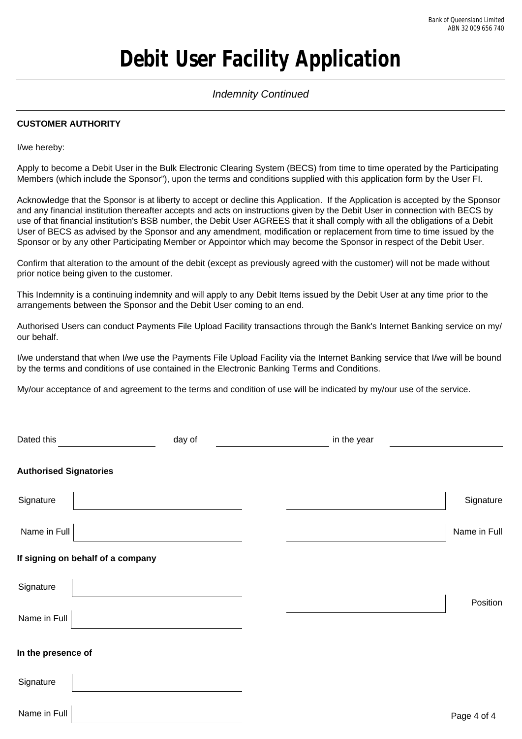Bank of Queensland Limited
ABN 32 009 656 740

# Debit User Facility Application

*Indemnity Continued*

**CUSTOMER AUTHORITY**

I/we hereby:

Apply to become a Debit User in the Bulk Electronic Clearing System (BECS) from time to time operated by the Participating Members (which include the Sponsor"), upon the terms and conditions supplied with this application form by the User FI.

Acknowledge that the Sponsor is at liberty to accept or decline this Application. If the Application is accepted by the Sponsor and any financial institution thereafter accepts and acts on instructions given by the Debit User in connection with BECS by use of that financial institution's BSB number, the Debit User AGREES that it shall comply with all the obligations of a Debit User of BECS as advised by the Sponsor and any amendment, modification or replacement from time to time issued by the Sponsor or by any other Participating Member or Appointor which may become the Sponsor in respect of the Debit User.

Confirm that alteration to the amount of the debit (except as previously agreed with the customer) will not be made without prior notice being given to the customer.

This Indemnity is a continuing indemnity and will apply to any Debit Items issued by the Debit User at any time prior to the arrangements between the Sponsor and the Debit User coming to an end.

Authorised Users can conduct Payments File Upload Facility transactions through the Bank's Internet Banking service on my/ our behalf.

I/we understand that when I/we use the Payments File Upload Facility via the Internet Banking service that I/we will be bound by the terms and conditions of use contained in the Electronic Banking Terms and Conditions.

My/our acceptance of and agreement to the terms and condition of use will be indicated by my/our use of the service.

Dated this ____________ day of ____________ in the year ____________

**Authorised Signatories**

Signature ____________ ____________ Signature

Name in Full ____________ ____________ Name in Full

**If signing on behalf of a company**

Signature ____________

Name in Full ____________ ____________ Position

**In the presence of**

Signature ____________

Name in Full ____________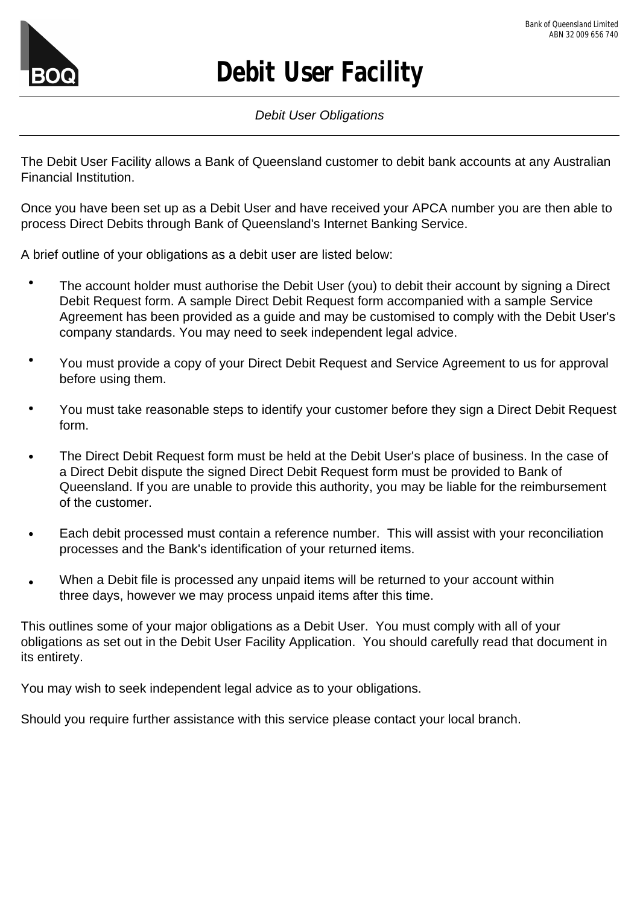Bank of Queensland Limited
ABN 32 009 656 740

# Debit User Facility

*Debit User Obligations*

The Debit User Facility allows a Bank of Queensland customer to debit bank accounts at any Australian Financial Institution.

Once you have been set up as a Debit User and have received your APCA number you are then able to process Direct Debits through Bank of Queensland's Internet Banking Service.

A brief outline of your obligations as a debit user are listed below:

- The account holder must authorise the Debit User (you) to debit their account by signing a Direct Debit Request form. A sample Direct Debit Request form accompanied with a sample Service Agreement has been provided as a guide and may be customised to comply with the Debit User's company standards. You may need to seek independent legal advice.

- You must provide a copy of your Direct Debit Request and Service Agreement to us for approval before using them.

- You must take reasonable steps to identify your customer before they sign a Direct Debit Request form.

- The Direct Debit Request form must be held at the Debit User's place of business. In the case of a Direct Debit dispute the signed Direct Debit Request form must be provided to Bank of Queensland. If you are unable to provide this authority, you may be liable for the reimbursement of the customer.

- Each debit processed must contain a reference number. This will assist with your reconciliation processes and the Bank's identification of your returned items.

- When a Debit file is processed any unpaid items will be returned to your account within three days, however we may process unpaid items after this time.

This outlines some of your major obligations as a Debit User. You must comply with all of your obligations as set out in the Debit User Facility Application. You should carefully read that document in its entirety.

You may wish to seek independent legal advice as to your obligations.

Should you require further assistance with this service please contact your local branch.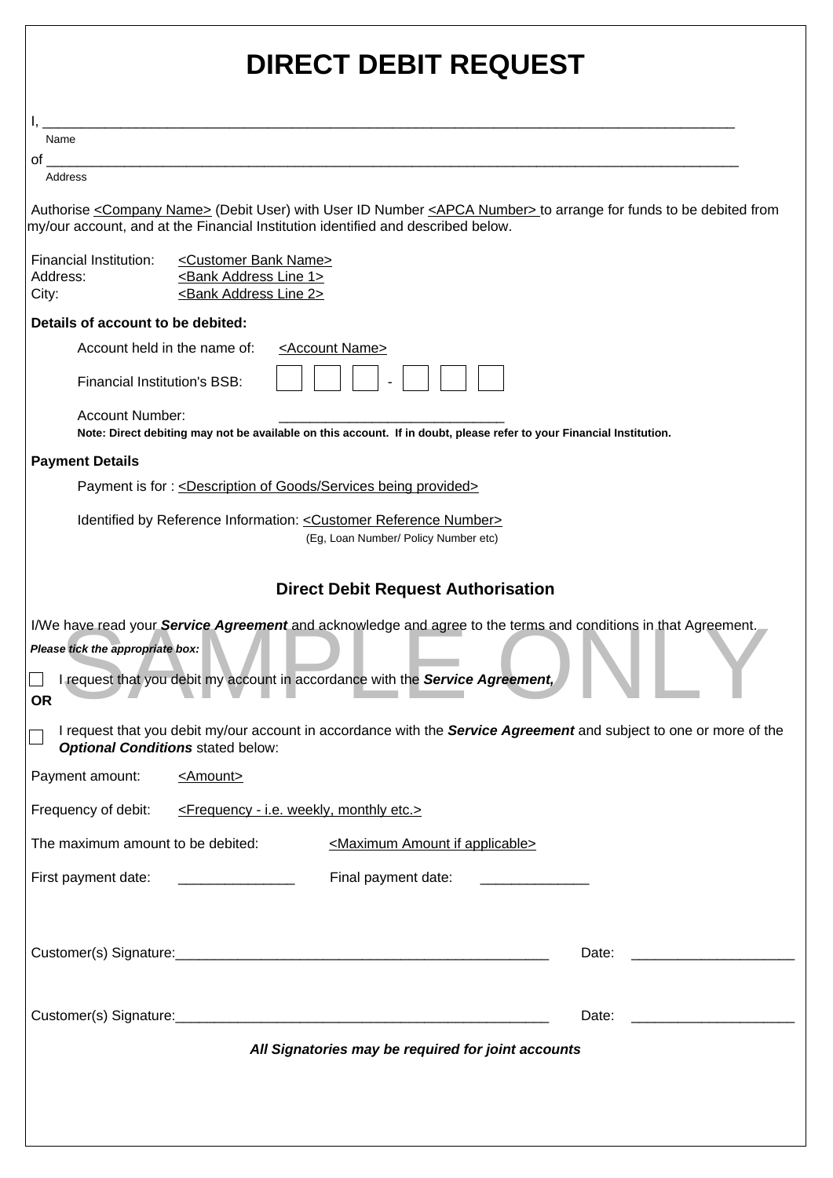# DIRECT DEBIT REQUEST

I, ______________________________________________________________________________

Name

of ______________________________________________________________________________

Address

Authorise <Company Name> (Debit User) with User ID Number <APCA Number> to arrange for funds to be debited from my/our account, and at the Financial Institution identified and described below.

Financial Institution: <Customer Bank Name>
Address: <Bank Address Line 1>
City: <Bank Address Line 2>

**Details of account to be debited:**

Account held in the name of: <Account Name>

Financial Institution's BSB: ☐ ☐ ☐ - ☐ ☐ ☐

Account Number: ____________________________

**Note: Direct debiting may not be available on this account. If in doubt, please refer to your Financial Institution.**

**Payment Details**

Payment is for : <Description of Goods/Services being provided>

Identified by Reference Information: <Customer Reference Number>
(Eg, Loan Number/ Policy Number etc)

## Direct Debit Request Authorisation

I/We have read your ***Service Agreement*** and acknowledge and agree to the terms and conditions in that Agreement.

***Please tick the appropriate box:***

☐ I request that you debit my account in accordance with the ***Service Agreement,***

**OR**

☐ I request that you debit my/our account in accordance with the ***Service Agreement*** and subject to one or more of the ***Optional Conditions*** stated below:

Payment amount: <Amount>

Frequency of debit: <Frequency - i.e. weekly, monthly etc.>

The maximum amount to be debited: <Maximum Amount if applicable>

First payment date: _______________ Final payment date: ______________

Customer(s) Signature:_______________________________________________ Date: ____________________

Customer(s) Signature:_______________________________________________ Date: ____________________

***All Signatories may be required for joint accounts***

SAMPLE ONLY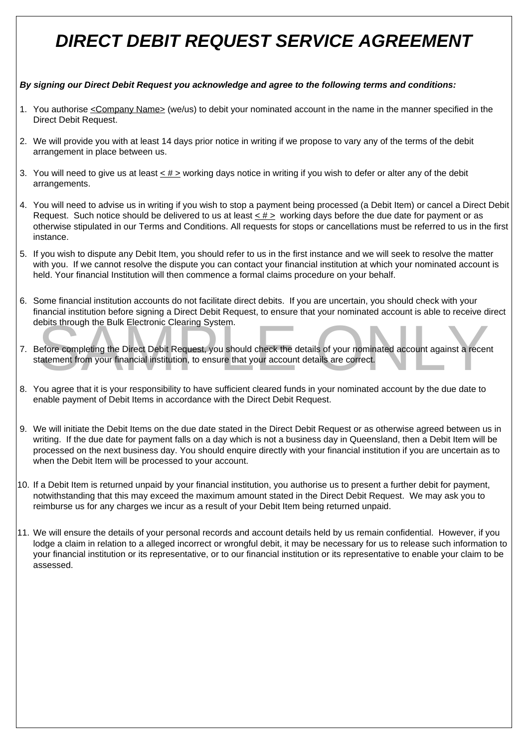# *DIRECT DEBIT REQUEST SERVICE AGREEMENT*

***By signing our Direct Debit Request you acknowledge and agree to the following terms and conditions:***

1. You authorise <Company Name> (we/us) to debit your nominated account in the name in the manner specified in the Direct Debit Request.

2. We will provide you with at least 14 days prior notice in writing if we propose to vary any of the terms of the debit arrangement in place between us.

3. You will need to give us at least < # > working days notice in writing if you wish to defer or alter any of the debit arrangements.

4. You will need to advise us in writing if you wish to stop a payment being processed (a Debit Item) or cancel a Direct Debit Request. Such notice should be delivered to us at least < # > working days before the due date for payment or as otherwise stipulated in our Terms and Conditions. All requests for stops or cancellations must be referred to us in the first instance.

5. If you wish to dispute any Debit Item, you should refer to us in the first instance and we will seek to resolve the matter with you. If we cannot resolve the dispute you can contact your financial institution at which your nominated account is held. Your financial Institution will then commence a formal claims procedure on your behalf.

6. Some financial institution accounts do not facilitate direct debits. If you are uncertain, you should check with your financial institution before signing a Direct Debit Request, to ensure that your nominated account is able to receive direct debits through the Bulk Electronic Clearing System.

7. Before completing the Direct Debit Request, you should check the details of your nominated account against a recent statement from your financial institution, to ensure that your account details are correct.

8. You agree that it is your responsibility to have sufficient cleared funds in your nominated account by the due date to enable payment of Debit Items in accordance with the Direct Debit Request.

9. We will initiate the Debit Items on the due date stated in the Direct Debit Request or as otherwise agreed between us in writing. If the due date for payment falls on a day which is not a business day in Queensland, then a Debit Item will be processed on the next business day. You should enquire directly with your financial institution if you are uncertain as to when the Debit Item will be processed to your account.

10. If a Debit Item is returned unpaid by your financial institution, you authorise us to present a further debit for payment, notwithstanding that this may exceed the maximum amount stated in the Direct Debit Request. We may ask you to reimburse us for any charges we incur as a result of your Debit Item being returned unpaid.

11. We will ensure the details of your personal records and account details held by us remain confidential. However, if you lodge a claim in relation to a alleged incorrect or wrongful debit, it may be necessary for us to release such information to your financial institution or its representative, or to our financial institution or its representative to enable your claim to be assessed.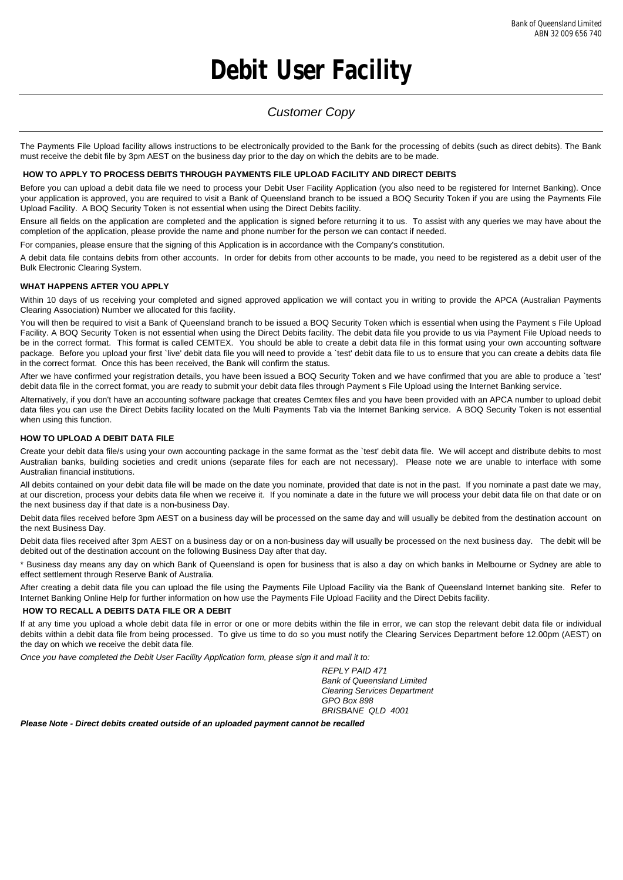Bank of Queensland Limited
ABN 32 009 656 740

# Debit User Facility

## *Customer Copy*

The Payments File Upload facility allows instructions to be electronically provided to the Bank for the processing of debits (such as direct debits). The Bank must receive the debit file by 3pm AEST on the business day prior to the day on which the debits are to be made.

### HOW TO APPLY TO PROCESS DEBITS THROUGH PAYMENTS FILE UPLOAD FACILITY AND DIRECT DEBITS

Before you can upload a debit data file we need to process your Debit User Facility Application (you also need to be registered for Internet Banking). Once your application is approved, you are required to visit a Bank of Queensland branch to be issued a BOQ Security Token if you are using the Payments File Upload Facility. A BOQ Security Token is not essential when using the Direct Debits facility.

Ensure all fields on the application are completed and the application is signed before returning it to us. To assist with any queries we may have about the completion of the application, please provide the name and phone number for the person we can contact if needed.

For companies, please ensure that the signing of this Application is in accordance with the Company's constitution.

A debit data file contains debits from other accounts. In order for debits from other accounts to be made, you need to be registered as a debit user of the Bulk Electronic Clearing System.

### WHAT HAPPENS AFTER YOU APPLY

Within 10 days of us receiving your completed and signed approved application we will contact you in writing to provide the APCA (Australian Payments Clearing Association) Number we allocated for this facility.

You will then be required to visit a Bank of Queensland branch to be issued a BOQ Security Token which is essential when using the Payment s File Upload Facility. A BOQ Security Token is not essential when using the Direct Debits facility. The debit data file you provide to us via Payment File Upload needs to be in the correct format. This format is called CEMTEX. You should be able to create a debit data file in this format using your own accounting software package. Before you upload your first `live' debit data file you will need to provide a `test' debit data file to us to ensure that you can create a debits data file in the correct format. Once this has been received, the Bank will confirm the status.

After we have confirmed your registration details, you have been issued a BOQ Security Token and we have confirmed that you are able to produce a `test' debit data file in the correct format, you are ready to submit your debit data files through Payment s File Upload using the Internet Banking service.

Alternatively, if you don't have an accounting software package that creates Cemtex files and you have been provided with an APCA number to upload debit data files you can use the Direct Debits facility located on the Multi Payments Tab via the Internet Banking service. A BOQ Security Token is not essential when using this function.

### HOW TO UPLOAD A DEBIT DATA FILE

Create your debit data file/s using your own accounting package in the same format as the `test' debit data file. We will accept and distribute debits to most Australian banks, building societies and credit unions (separate files for each are not necessary). Please note we are unable to interface with some Australian financial institutions.

All debits contained on your debit data file will be made on the date you nominate, provided that date is not in the past. If you nominate a past date we may, at our discretion, process your debits data file when we receive it. If you nominate a date in the future we will process your debit data file on that date or on the next business day if that date is a non-business Day.

Debit data files received before 3pm AEST on a business day will be processed on the same day and will usually be debited from the destination account on the next Business Day.

Debit data files received after 3pm AEST on a business day or on a non-business day will usually be processed on the next business day. The debit will be debited out of the destination account on the following Business Day after that day.

* Business day means any day on which Bank of Queensland is open for business that is also a day on which banks in Melbourne or Sydney are able to effect settlement through Reserve Bank of Australia.

After creating a debit data file you can upload the file using the Payments File Upload Facility via the Bank of Queensland Internet banking site. Refer to Internet Banking Online Help for further information on how use the Payments File Upload Facility and the Direct Debits facility.

### HOW TO RECALL A DEBITS DATA FILE OR A DEBIT

If at any time you upload a whole debit data file in error or one or more debits within the file in error, we can stop the relevant debit data file or individual debits within a debit data file from being processed. To give us time to do so you must notify the Clearing Services Department before 12.00pm (AEST) on the day on which we receive the debit data file.

*Once you have completed the Debit User Facility Application form, please sign it and mail it to:*

*REPLY PAID 471*
*Bank of Queensland Limited*
*Clearing Services Department*
*GPO Box 898*
*BRISBANE QLD 4001*

***Please Note - Direct debits created outside of an uploaded payment cannot be recalled***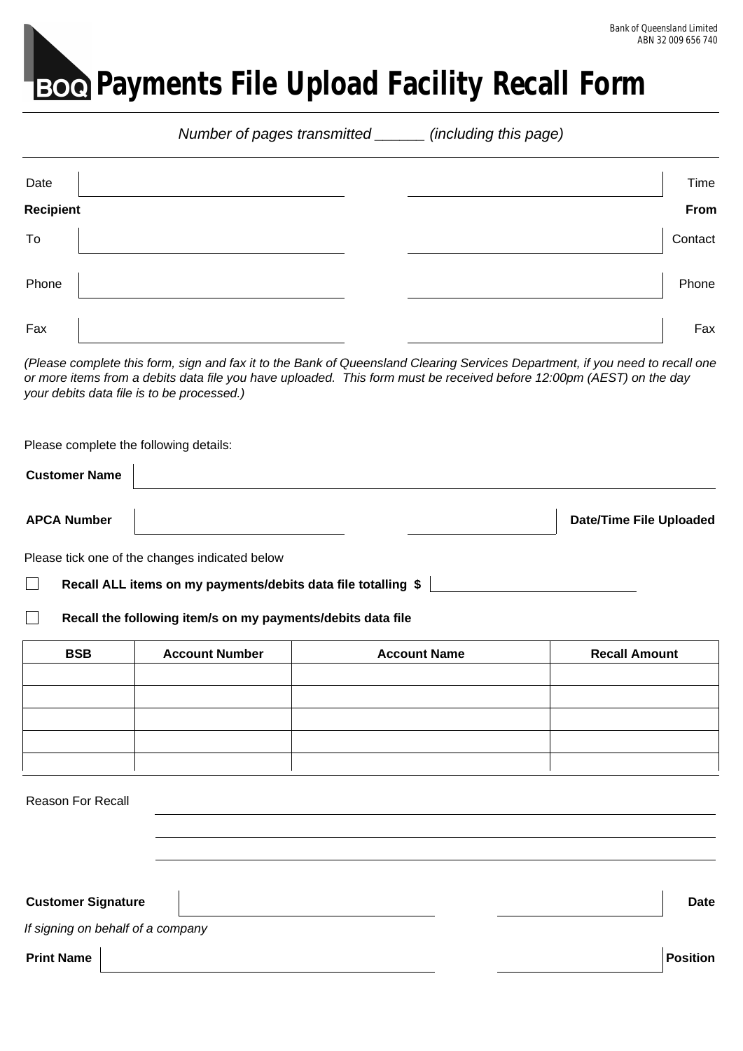Bank of Queensland Limited
ABN 32 009 656 740

# Payments File Upload Facility Recall Form

*Number of pages transmitted ______ (including this page)*

| Date | | | Time |
|---|---|---|---|
| **Recipient** | | | **From** |
| To | | | Contact |
| Phone | | | Phone |
| Fax | | | Fax |

*(Please complete this form, sign and fax it to the Bank of Queensland Clearing Services Department, if you need to recall one or more items from a debits data file you have uploaded. This form must be received before 12:00pm (AEST) on the day your debits data file is to be processed.)*

Please complete the following details:

**Customer Name** ______________________________

**APCA Number** ______________________ ______________________ **Date/Time File Uploaded**

Please tick one of the changes indicated below

☐ **Recall ALL items on my payments/debits data file totalling $** ______________________

☐ **Recall the following item/s on my payments/debits data file**

| BSB | Account Number | Account Name | Recall Amount |
|---|---|---|---|
| | | | |
| | | | |
| | | | |
| | | | |
| | | | |

Reason For Recall ______________________________

______________________________

______________________________

**Customer Signature** ______________________ ______________________ **Date**

*If signing on behalf of a company*

**Print Name** ______________________ ______________________ **Position**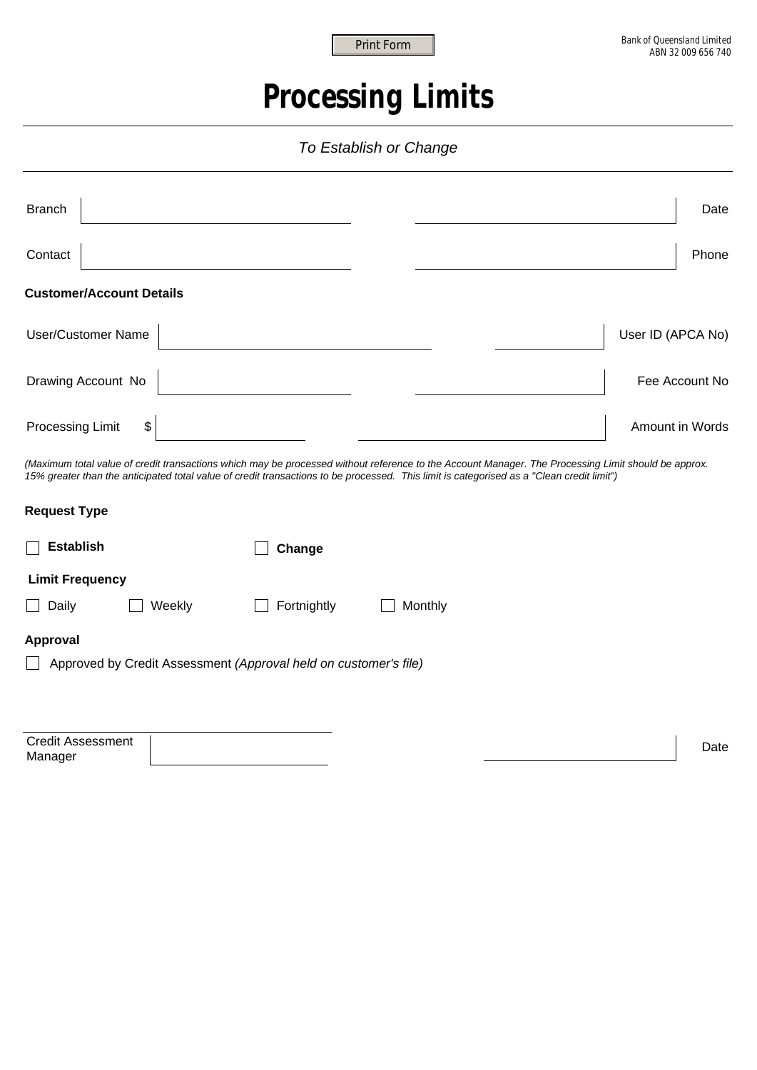Print Form

Bank of Queensland Limited
ABN 32 009 656 740

# Processing Limits

*To Establish or Change*

Branch ______________________ Date ______________________

Contact ______________________ Phone ______________________

**Customer/Account Details**

User/Customer Name ______________________ User ID (APCA No) ______________________

Drawing Account No ______________________ Fee Account No ______________________

Processing Limit $ ______________________ Amount in Words ______________________

*(Maximum total value of credit transactions which may be processed without reference to the Account Manager. The Processing Limit should be approx. 15% greater than the anticipated total value of credit transactions to be processed. This limit is categorised as a "Clean credit limit")*

**Request Type**

☐ **Establish** ☐ **Change**

**Limit Frequency**

☐ Daily ☐ Weekly ☐ Fortnightly ☐ Monthly

**Approval**

☐ Approved by Credit Assessment *(Approval held on customer's file)*

Credit Assessment Manager ______________________ Date ______________________